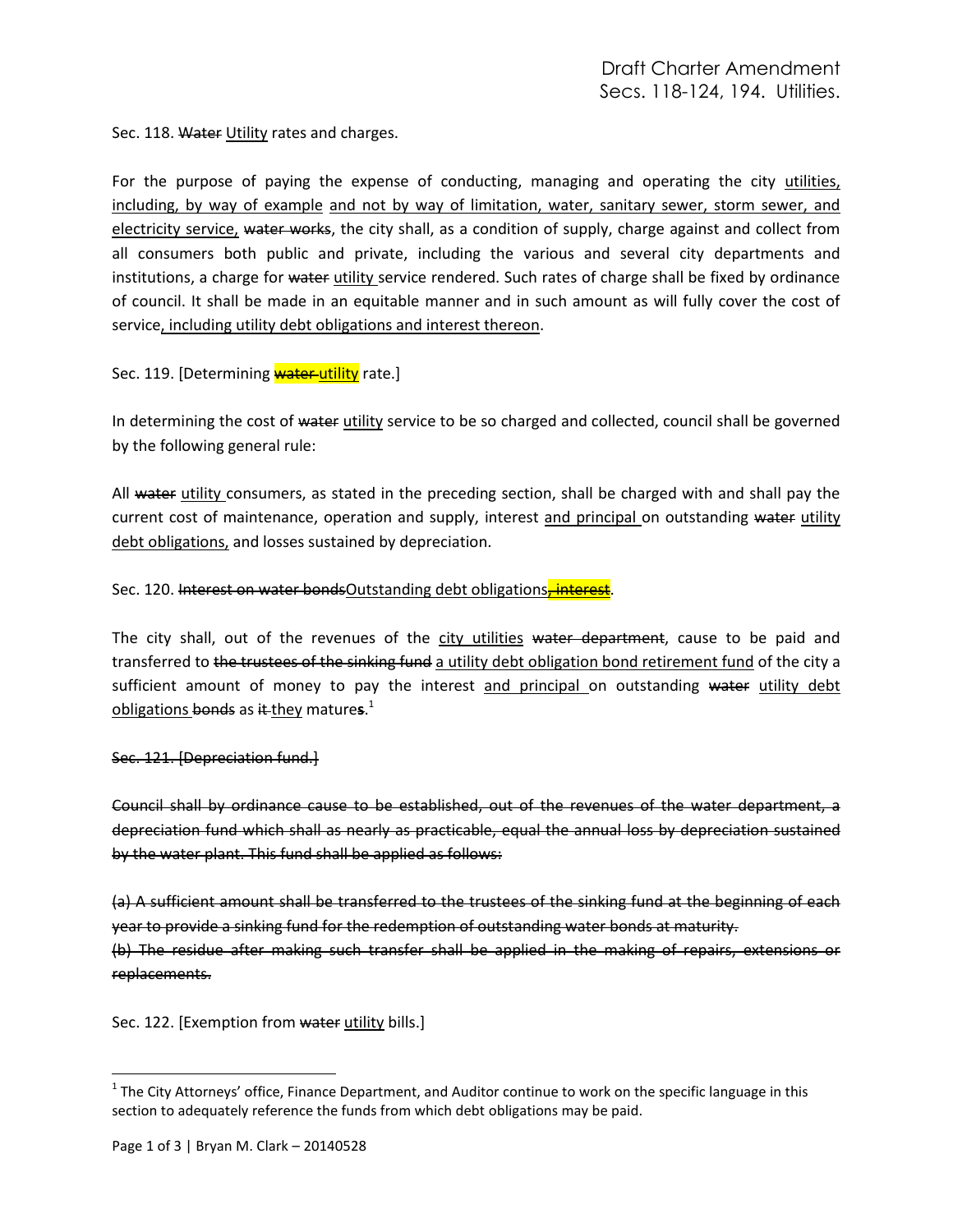Sec. 118. ~~Water~~ <u>Utility</u> rates and charges.

For the purpose of paying the expense of conducting, managing and operating the city <u>utilities, including, by way of example</u> <u>and not by way of limitation, water, sanitary sewer, storm sewer, and electricity service,</u> ~~water works~~, the city shall, as a condition of supply, charge against and collect from all consumers both public and private, including the various and several city departments and institutions, a charge for ~~water~~ <u>utility</u> service rendered. Such rates of charge shall be fixed by ordinance of council. It shall be made in an equitable manner and in such amount as will fully cover the cost of service<u>, including utility debt obligations and interest thereon</u>.

Sec. 119. [Determining ~~water~~ <u>utility</u> rate.]

In determining the cost of ~~water~~ <u>utility</u> service to be so charged and collected, council shall be governed by the following general rule:

All ~~water~~ <u>utility</u> consumers, as stated in the preceding section, shall be charged with and shall pay the current cost of maintenance, operation and supply, interest <u>and principal</u> on outstanding ~~water~~ <u>utility debt obligations,</u> and losses sustained by depreciation.

Sec. 120. ~~Interest on water bonds~~<u>Outstanding debt obligations</u>~~, interest~~.

The city shall, out of the revenues of the <u>city utilities</u> ~~water department~~, cause to be paid and transferred to ~~the trustees of the sinking fund~~ <u>a utility debt obligation bond retirement fund</u> of the city a sufficient amount of money to pay the interest <u>and principal</u> on outstanding ~~water~~ <u>utility debt obligations</u> ~~bonds~~ as ~~it~~ <u>they</u> mature~~s~~.[1]

~~Sec. 121. [Depreciation fund.]~~

~~Council shall by ordinance cause to be established, out of the revenues of the water department, a depreciation fund which shall as nearly as practicable, equal the annual loss by depreciation sustained by the water plant. This fund shall be applied as follows:~~

~~(a) A sufficient amount shall be transferred to the trustees of the sinking fund at the beginning of each year to provide a sinking fund for the redemption of outstanding water bonds at maturity.~~

~~(b) The residue after making such transfer shall be applied in the making of repairs, extensions or replacements.~~

Sec. 122. [Exemption from ~~water~~ <u>utility</u> bills.]

[1] The City Attorneys' office, Finance Department, and Auditor continue to work on the specific language in this section to adequately reference the funds from which debt obligations may be paid.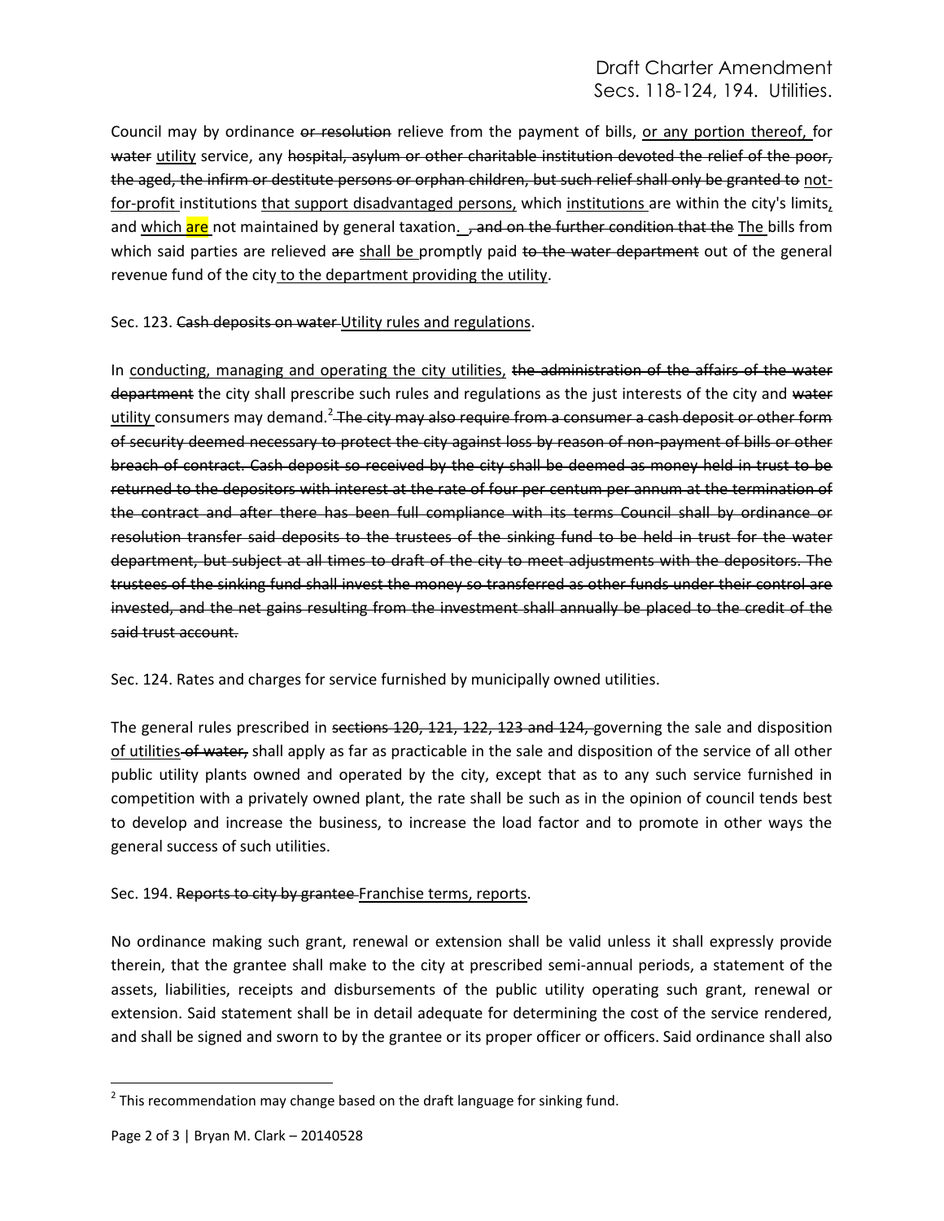Council may by ordinance ~~or resolution~~ relieve from the payment of bills, <u>or any portion thereof,</u> for ~~water~~ <u>utility</u> service, any ~~hospital, asylum or other charitable institution devoted the relief of the poor, the aged, the infirm or destitute persons or orphan children, but such relief shall only be granted to~~ <u>not-for-profit</u> institutions <u>that support disadvantaged persons,</u> which <u>institutions</u> are within the city's limits<u>,</u> and <u>which are</u> not maintained by general taxation<u>.</u> ~~, and on the further condition that the~~ <u>The</u> bills from which said parties are relieved ~~are~~ <u>shall be</u> promptly paid ~~to the water department~~ out of the general revenue fund of the city <u>to the department providing the utility</u>.

Sec. 123. ~~Cash deposits on water~~ <u>Utility rules and regulations</u>.

In <u>conducting, managing and operating the city utilities,</u> ~~the administration of the affairs of the water department~~ the city shall prescribe such rules and regulations as the just interests of the city and ~~water~~ <u>utility</u> consumers may demand.[2] ~~The city may also require from a consumer a cash deposit or other form of security deemed necessary to protect the city against loss by reason of non-payment of bills or other breach of contract. Cash deposit so received by the city shall be deemed as money held in trust to be returned to the depositors with interest at the rate of four per centum per annum at the termination of the contract and after there has been full compliance with its terms Council shall by ordinance or resolution transfer said deposits to the trustees of the sinking fund to be held in trust for the water department, but subject at all times to draft of the city to meet adjustments with the depositors. The trustees of the sinking fund shall invest the money so transferred as other funds under their control are invested, and the net gains resulting from the investment shall annually be placed to the credit of the said trust account.~~

Sec. 124. Rates and charges for service furnished by municipally owned utilities.

The general rules prescribed in ~~sections 120, 121, 122, 123 and 124,~~ governing the sale and disposition <u>of utilities</u> ~~of water,~~ shall apply as far as practicable in the sale and disposition of the service of all other public utility plants owned and operated by the city, except that as to any such service furnished in competition with a privately owned plant, the rate shall be such as in the opinion of council tends best to develop and increase the business, to increase the load factor and to promote in other ways the general success of such utilities.

Sec. 194. ~~Reports to city by grantee~~ <u>Franchise terms, reports</u>.

No ordinance making such grant, renewal or extension shall be valid unless it shall expressly provide therein, that the grantee shall make to the city at prescribed semi-annual periods, a statement of the assets, liabilities, receipts and disbursements of the public utility operating such grant, renewal or extension. Said statement shall be in detail adequate for determining the cost of the service rendered, and shall be signed and sworn to by the grantee or its proper officer or officers. Said ordinance shall also

[2] This recommendation may change based on the draft language for sinking fund.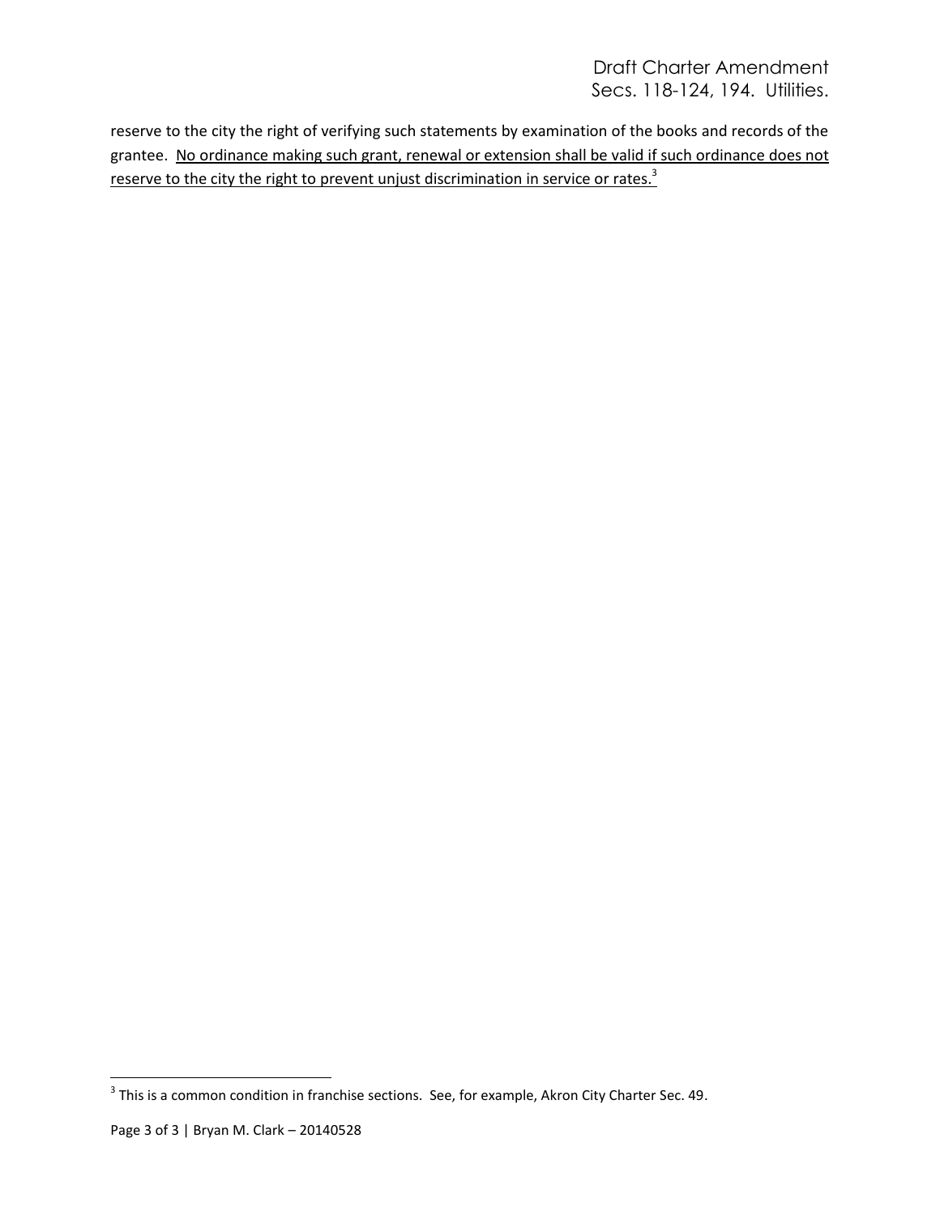reserve to the city the right of verifying such statements by examination of the books and records of the grantee. <u>No ordinance making such grant, renewal or extension shall be valid if such ordinance does not reserve to the city the right to prevent unjust discrimination in service or rates.</u>[3]

[3] This is a common condition in franchise sections. See, for example, Akron City Charter Sec. 49.